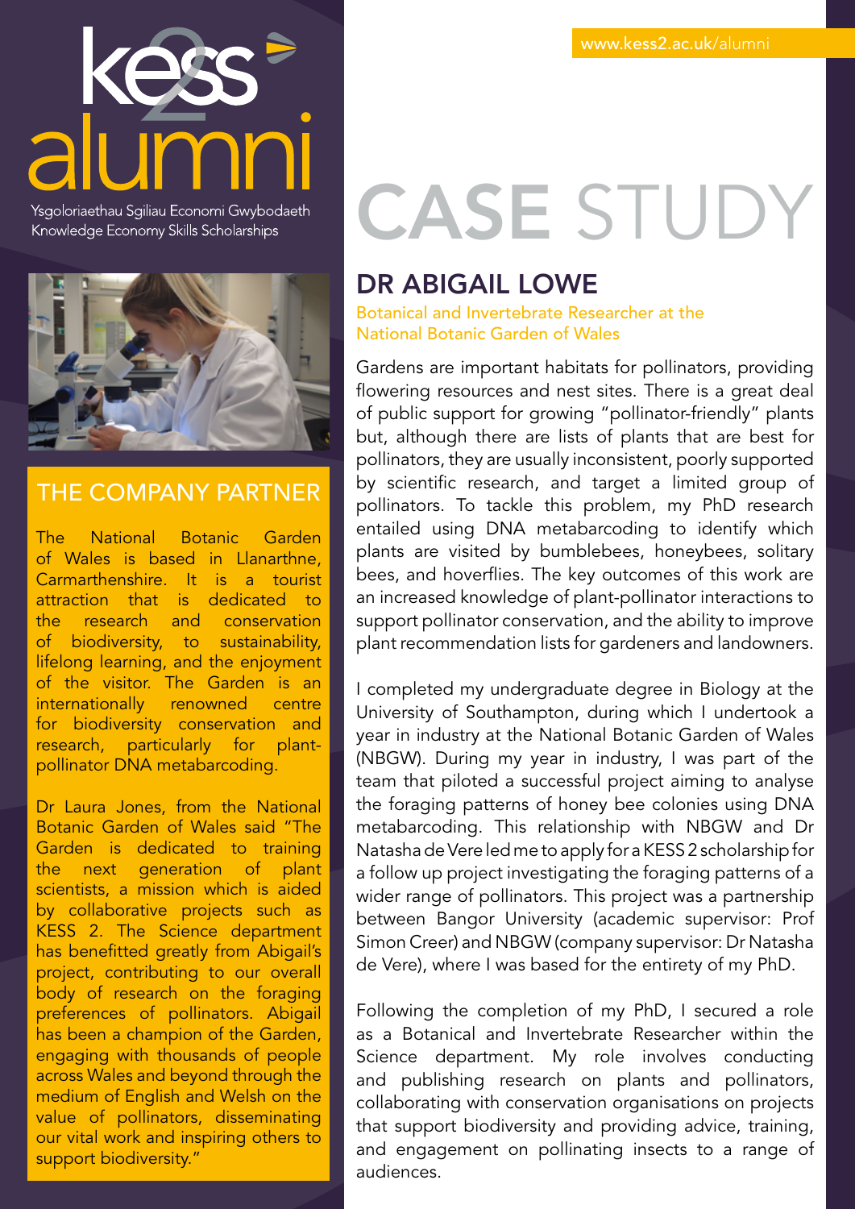www.kess2.ac.uk/alumni

# kess2 alumni

Ysgoloriaethau Sgiliau Economi Gwybodaeth
Knowledge Economy Skills Scholarships

## THE COMPANY PARTNER

The National Botanic Garden of Wales is based in Llanarthne, Carmarthenshire. It is a tourist attraction that is dedicated to the research and conservation of biodiversity, to sustainability, lifelong learning, and the enjoyment of the visitor. The Garden is an internationally renowned centre for biodiversity conservation and research, particularly for plant-pollinator DNA metabarcoding.

Dr Laura Jones, from the National Botanic Garden of Wales said "The Garden is dedicated to training the next generation of plant scientists, a mission which is aided by collaborative projects such as KESS 2. The Science department has benefitted greatly from Abigail's project, contributing to our overall body of research on the foraging preferences of pollinators. Abigail has been a champion of the Garden, engaging with thousands of people across Wales and beyond through the medium of English and Welsh on the value of pollinators, disseminating our vital work and inspiring others to support biodiversity."

# CASE STUDY

## DR ABIGAIL LOWE

Botanical and Invertebrate Researcher at the National Botanic Garden of Wales

Gardens are important habitats for pollinators, providing flowering resources and nest sites. There is a great deal of public support for growing "pollinator-friendly" plants but, although there are lists of plants that are best for pollinators, they are usually inconsistent, poorly supported by scientific research, and target a limited group of pollinators. To tackle this problem, my PhD research entailed using DNA metabarcoding to identify which plants are visited by bumblebees, honeybees, solitary bees, and hoverflies. The key outcomes of this work are an increased knowledge of plant-pollinator interactions to support pollinator conservation, and the ability to improve plant recommendation lists for gardeners and landowners.

I completed my undergraduate degree in Biology at the University of Southampton, during which I undertook a year in industry at the National Botanic Garden of Wales (NBGW). During my year in industry, I was part of the team that piloted a successful project aiming to analyse the foraging patterns of honey bee colonies using DNA metabarcoding. This relationship with NBGW and Dr Natasha de Vere led me to apply for a KESS 2 scholarship for a follow up project investigating the foraging patterns of a wider range of pollinators. This project was a partnership between Bangor University (academic supervisor: Prof Simon Creer) and NBGW (company supervisor: Dr Natasha de Vere), where I was based for the entirety of my PhD.

Following the completion of my PhD, I secured a role as a Botanical and Invertebrate Researcher within the Science department. My role involves conducting and publishing research on plants and pollinators, collaborating with conservation organisations on projects that support biodiversity and providing advice, training, and engagement on pollinating insects to a range of audiences.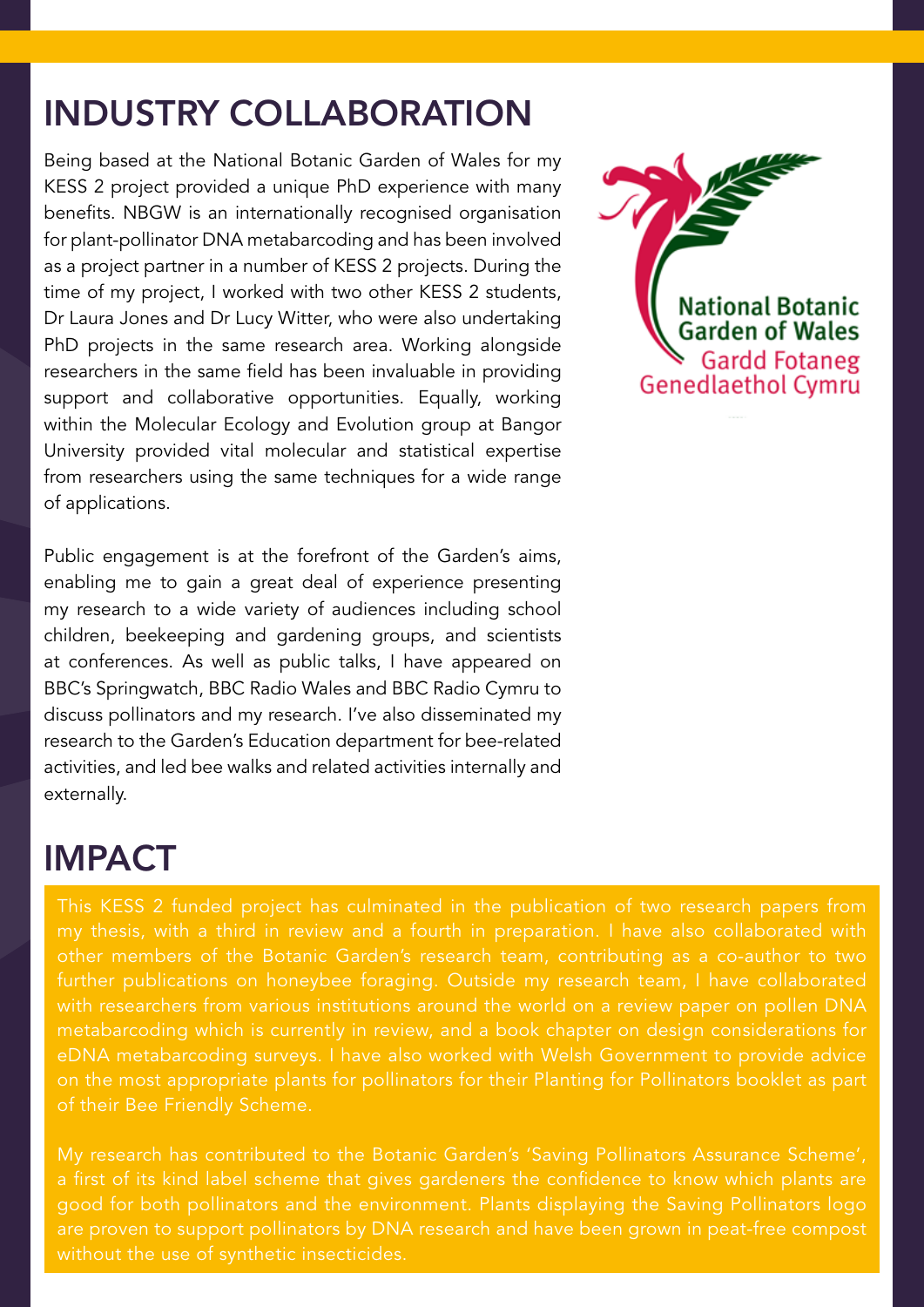## INDUSTRY COLLABORATION

Being based at the National Botanic Garden of Wales for my KESS 2 project provided a unique PhD experience with many benefits. NBGW is an internationally recognised organisation for plant-pollinator DNA metabarcoding and has been involved as a project partner in a number of KESS 2 projects. During the time of my project, I worked with two other KESS 2 students, Dr Laura Jones and Dr Lucy Witter, who were also undertaking PhD projects in the same research area. Working alongside researchers in the same field has been invaluable in providing support and collaborative opportunities. Equally, working within the Molecular Ecology and Evolution group at Bangor University provided vital molecular and statistical expertise from researchers using the same techniques for a wide range of applications.

Public engagement is at the forefront of the Garden's aims, enabling me to gain a great deal of experience presenting my research to a wide variety of audiences including school children, beekeeping and gardening groups, and scientists at conferences. As well as public talks, I have appeared on BBC's Springwatch, BBC Radio Wales and BBC Radio Cymru to discuss pollinators and my research. I've also disseminated my research to the Garden's Education department for bee-related activities, and led bee walks and related activities internally and externally.

National Botanic Garden of Wales
Gardd Fotaneg Genedlaethol Cymru

## IMPACT

This KESS 2 funded project has culminated in the publication of two research papers from my thesis, with a third in review and a fourth in preparation. I have also collaborated with other members of the Botanic Garden's research team, contributing as a co-author to two further publications on honeybee foraging. Outside my research team, I have collaborated with researchers from various institutions around the world on a review paper on pollen DNA metabarcoding which is currently in review, and a book chapter on design considerations for eDNA metabarcoding surveys. I have also worked with Welsh Government to provide advice on the most appropriate plants for pollinators for their Planting for Pollinators booklet as part of their Bee Friendly Scheme.

My research has contributed to the Botanic Garden's 'Saving Pollinators Assurance Scheme', a first of its kind label scheme that gives gardeners the confidence to know which plants are good for both pollinators and the environment. Plants displaying the Saving Pollinators logo are proven to support pollinators by DNA research and have been grown in peat-free compost without the use of synthetic insecticides.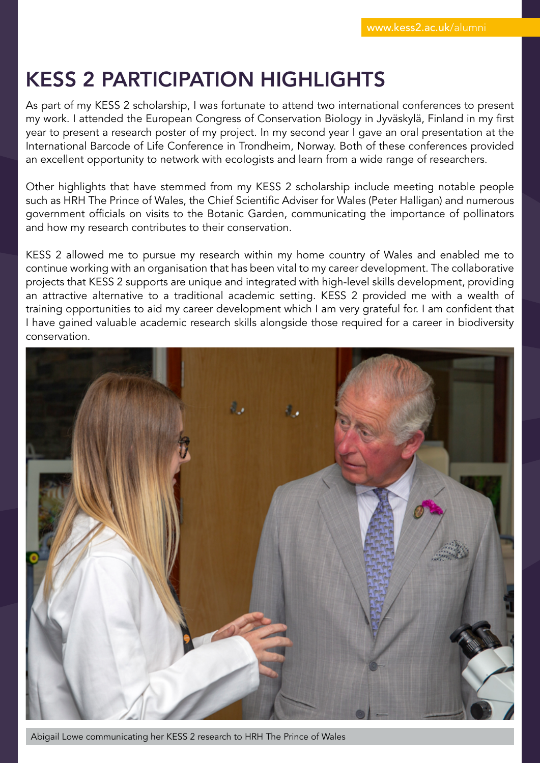# KESS 2 PARTICIPATION HIGHLIGHTS

As part of my KESS 2 scholarship, I was fortunate to attend two international conferences to present my work. I attended the European Congress of Conservation Biology in Jyväskylä, Finland in my first year to present a research poster of my project. In my second year I gave an oral presentation at the International Barcode of Life Conference in Trondheim, Norway. Both of these conferences provided an excellent opportunity to network with ecologists and learn from a wide range of researchers.

Other highlights that have stemmed from my KESS 2 scholarship include meeting notable people such as HRH The Prince of Wales, the Chief Scientific Adviser for Wales (Peter Halligan) and numerous government officials on visits to the Botanic Garden, communicating the importance of pollinators and how my research contributes to their conservation.

KESS 2 allowed me to pursue my research within my home country of Wales and enabled me to continue working with an organisation that has been vital to my career development. The collaborative projects that KESS 2 supports are unique and integrated with high-level skills development, providing an attractive alternative to a traditional academic setting. KESS 2 provided me with a wealth of training opportunities to aid my career development which I am very grateful for. I am confident that I have gained valuable academic research skills alongside those required for a career in biodiversity conservation.

Abigail Lowe communicating her KESS 2 research to HRH The Prince of Wales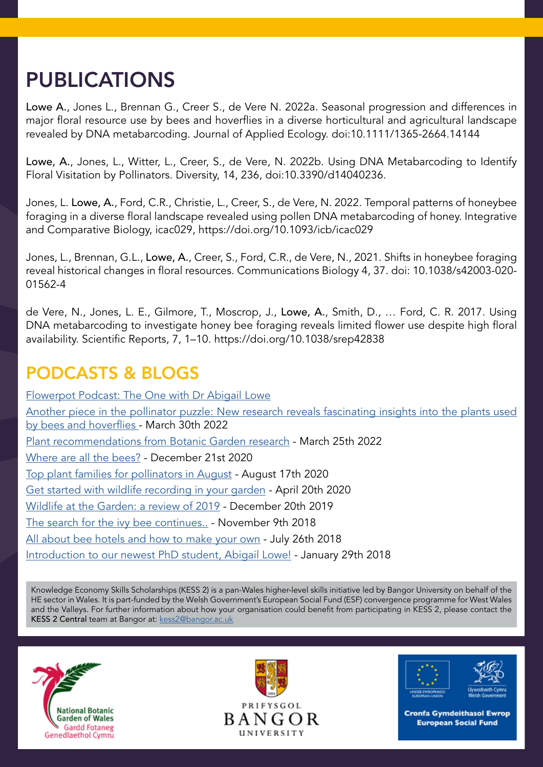# PUBLICATIONS

**Lowe A.**, Jones L., Brennan G., Creer S., de Vere N. 2022a. Seasonal progression and differences in major floral resource use by bees and hoverflies in a diverse horticultural and agricultural landscape revealed by DNA metabarcoding. Journal of Applied Ecology. doi:10.1111/1365-2664.14144

**Lowe, A.**, Jones, L., Witter, L., Creer, S., de Vere, N. 2022b. Using DNA Metabarcoding to Identify Floral Visitation by Pollinators. Diversity, 14, 236, doi:10.3390/d14040236.

Jones, L. **Lowe, A.**, Ford, C.R., Christie, L., Creer, S., de Vere, N. 2022. Temporal patterns of honeybee foraging in a diverse floral landscape revealed using pollen DNA metabarcoding of honey. Integrative and Comparative Biology, icac029, https://doi.org/10.1093/icb/icac029

Jones, L., Brennan, G.L., **Lowe, A.**, Creer, S., Ford, C.R., de Vere, N., 2021. Shifts in honeybee foraging reveal historical changes in floral resources. Communications Biology 4, 37. doi: 10.1038/s42003-020-01562-4

de Vere, N., Jones, L. E., Gilmore, T., Moscrop, J., **Lowe, A.**, Smith, D., … Ford, C. R. 2017. Using DNA metabarcoding to investigate honey bee foraging reveals limited flower use despite high floral availability. Scientific Reports, 7, 1–10. https://doi.org/10.1038/srep42838

## PODCASTS & BLOGS

Flowerpot Podcast: The One with Dr Abigail Lowe

Another piece in the pollinator puzzle: New research reveals fascinating insights into the plants used by bees and hoverflies - March 30th 2022

Plant recommendations from Botanic Garden research - March 25th 2022

Where are all the bees? - December 21st 2020

Top plant families for pollinators in August - August 17th 2020

Get started with wildlife recording in your garden - April 20th 2020

Wildlife at the Garden: a review of 2019 - December 20th 2019

The search for the ivy bee continues.. - November 9th 2018

All about bee hotels and how to make your own - July 26th 2018

Introduction to our newest PhD student, Abigail Lowe! - January 29th 2018

Knowledge Economy Skills Scholarships (KESS 2) is a pan-Wales higher-level skills initiative led by Bangor University on behalf of the HE sector in Wales. It is part-funded by the Welsh Government's European Social Fund (ESF) convergence programme for West Wales and the Valleys. For further information about how your organisation could benefit from participating in KESS 2, please contact the **KESS 2 Central** team at Bangor at: kess2@bangor.ac.uk

National Botanic Garden of Wales
Gardd Fotaneg Genedlaethol Cymru

PRIFYSGOL BANGOR UNIVERSITY

Undeb Ewropeaidd European Union
Llywodraeth Cymru Welsh Government
Cronfa Gymdeithasol Ewrop
European Social Fund